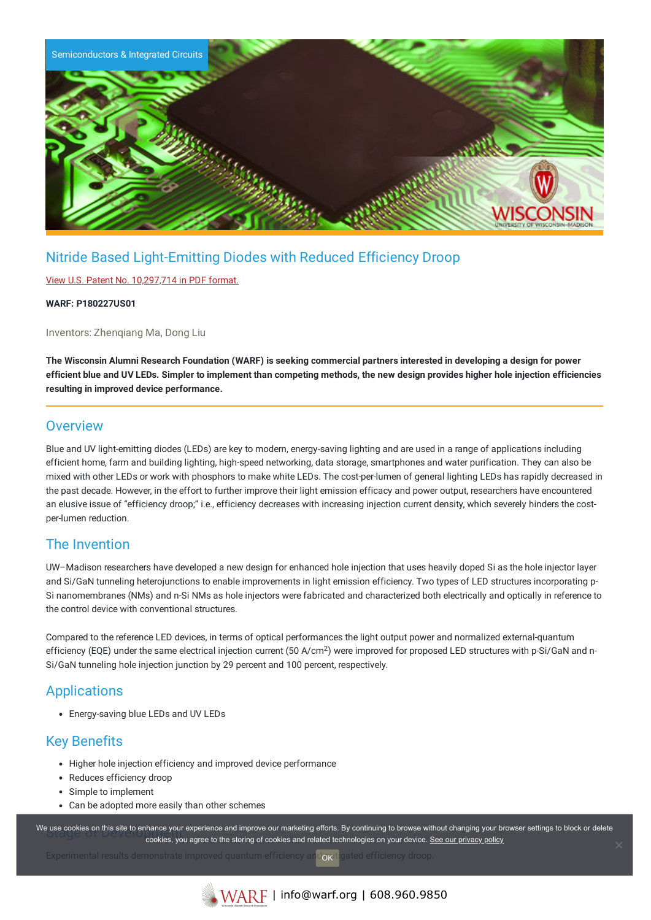Semiconductors & Integrated Circuits

# Nitride Based Light-Emitting Diodes with Reduced Efficiency Droop

View U.S. Patent No. 10,297,714 in PDF format.

**WARF: P180227US01**

Inventors: Zhenqiang Ma, Dong Liu

**The Wisconsin Alumni Research Foundation (WARF) is seeking commercial partners interested in developing a design for power efficient blue and UV LEDs. Simpler to implement than competing methods, the new design provides higher hole injection efficiencies resulting in improved device performance.**

## Overview

Blue and UV light-emitting diodes (LEDs) are key to modern, energy-saving lighting and are used in a range of applications including efficient home, farm and building lighting, high-speed networking, data storage, smartphones and water purification. They can also be mixed with other LEDs or work with phosphors to make white LEDs. The cost-per-lumen of general lighting LEDs has rapidly decreased in the past decade. However, in the effort to further improve their light emission efficacy and power output, researchers have encountered an elusive issue of "efficiency droop;" i.e., efficiency decreases with increasing injection current density, which severely hinders the cost-per-lumen reduction.

## The Invention

UW–Madison researchers have developed a new design for enhanced hole injection that uses heavily doped Si as the hole injector layer and Si/GaN tunneling heterojunctions to enable improvements in light emission efficiency. Two types of LED structures incorporating p-Si nanomembranes (NMs) and n-Si NMs as hole injectors were fabricated and characterized both electrically and optically in reference to the control device with conventional structures.

Compared to the reference LED devices, in terms of optical performances the light output power and normalized external-quantum efficiency (EQE) under the same electrical injection current (50 $A/cm^2$) were improved for proposed LED structures with p-Si/GaN and n-Si/GaN tunneling hole injection junction by 29 percent and 100 percent, respectively.

## Applications

- Energy-saving blue LEDs and UV LEDs

## Key Benefits

- Higher hole injection efficiency and improved device performance
- Reduces efficiency droop
- Simple to implement
- Can be adopted more easily than other schemes

## Stage of Development

Experimental results demonstrate improved quantum efficiency and mitigated efficiency droop.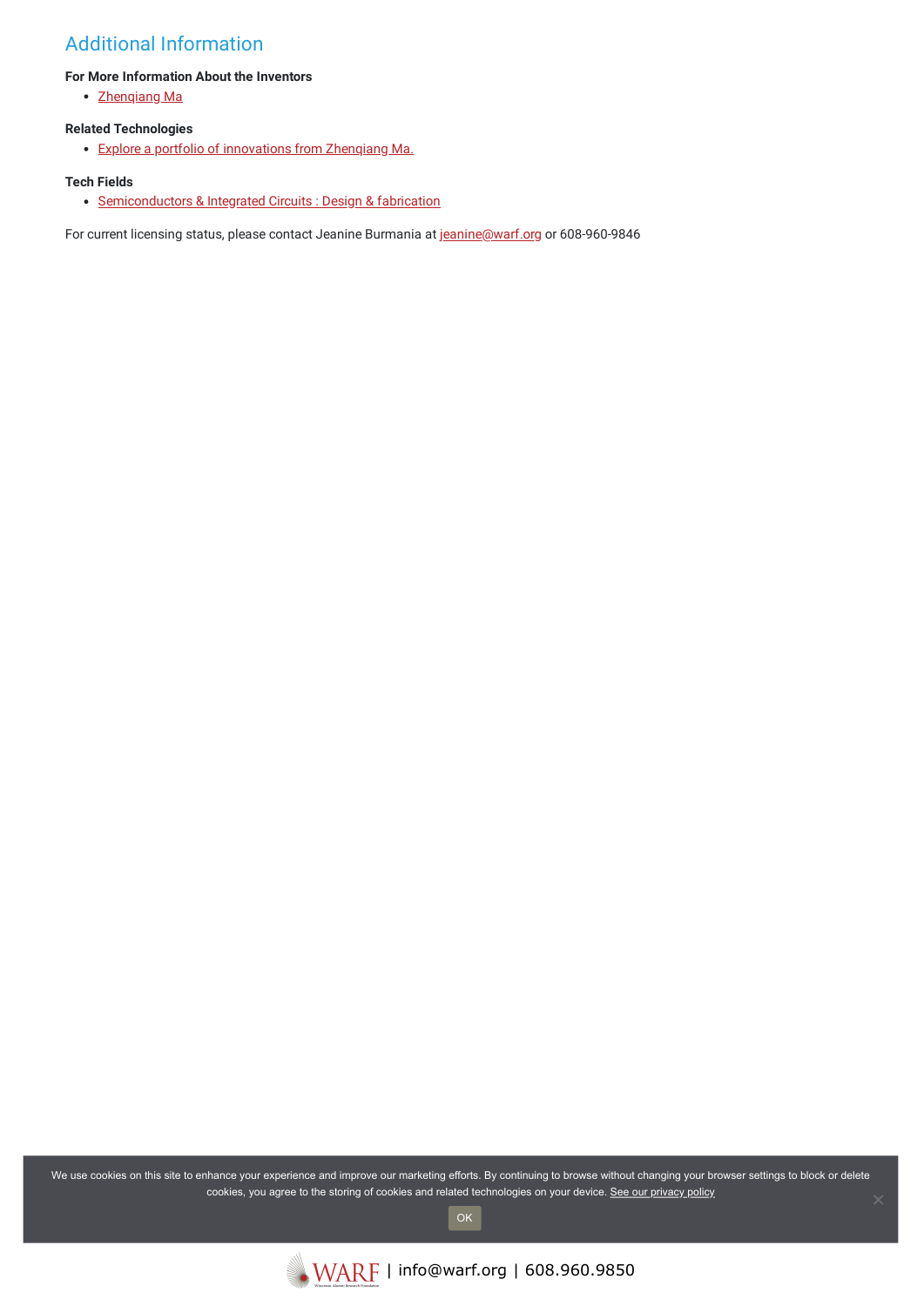## Additional Information

**For More Information About the Inventors**

- Zhenqiang Ma

**Related Technologies**

- Explore a portfolio of innovations from Zhenqiang Ma.

**Tech Fields**

- Semiconductors & Integrated Circuits : Design & fabrication

For current licensing status, please contact Jeanine Burmania at jeanine@warf.org or 608-960-9846